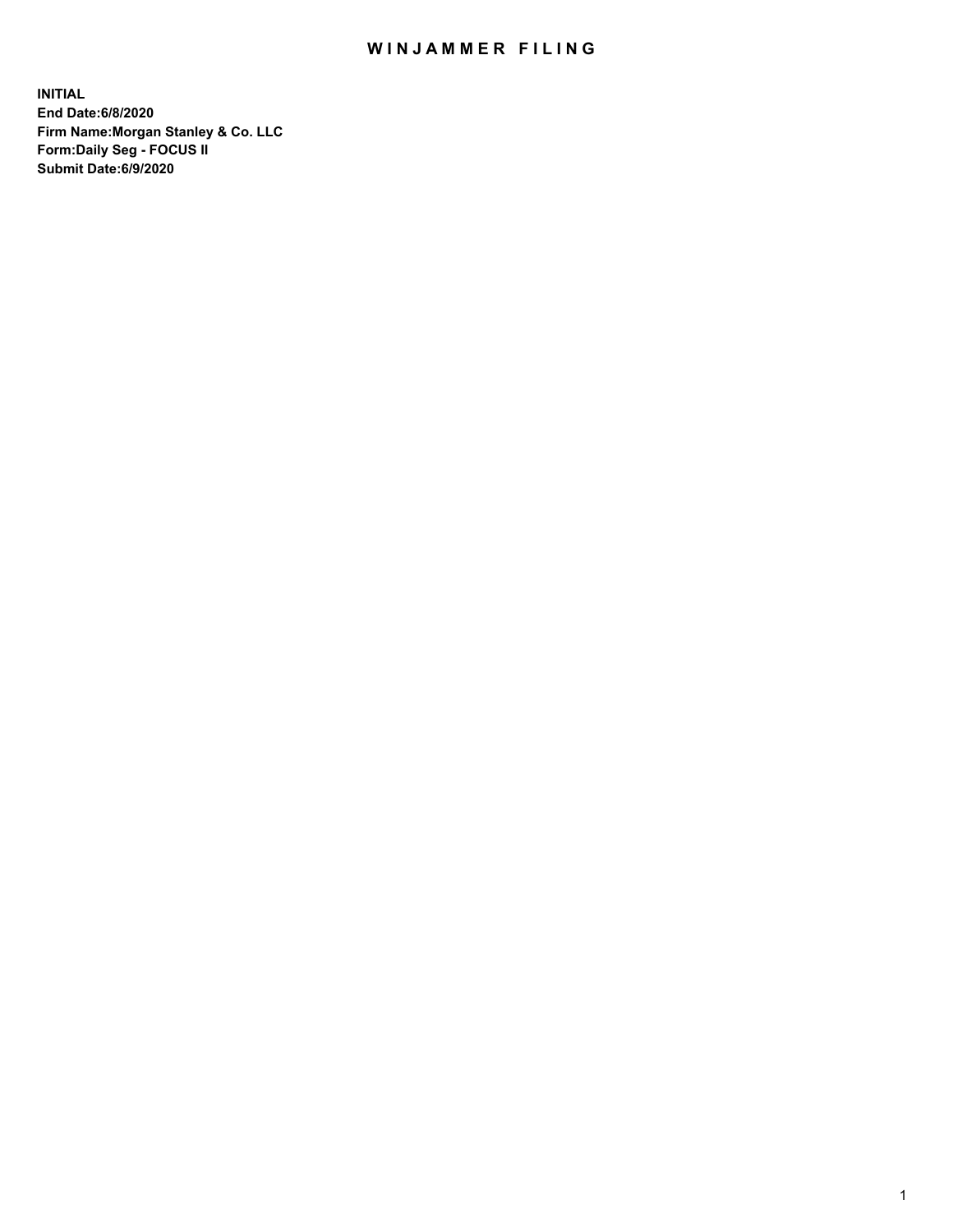# WINJAMMER FILING

**INITIAL**
**End Date:6/8/2020**
**Firm Name:Morgan Stanley & Co. LLC**
**Form:Daily Seg - FOCUS II**
**Submit Date:6/9/2020**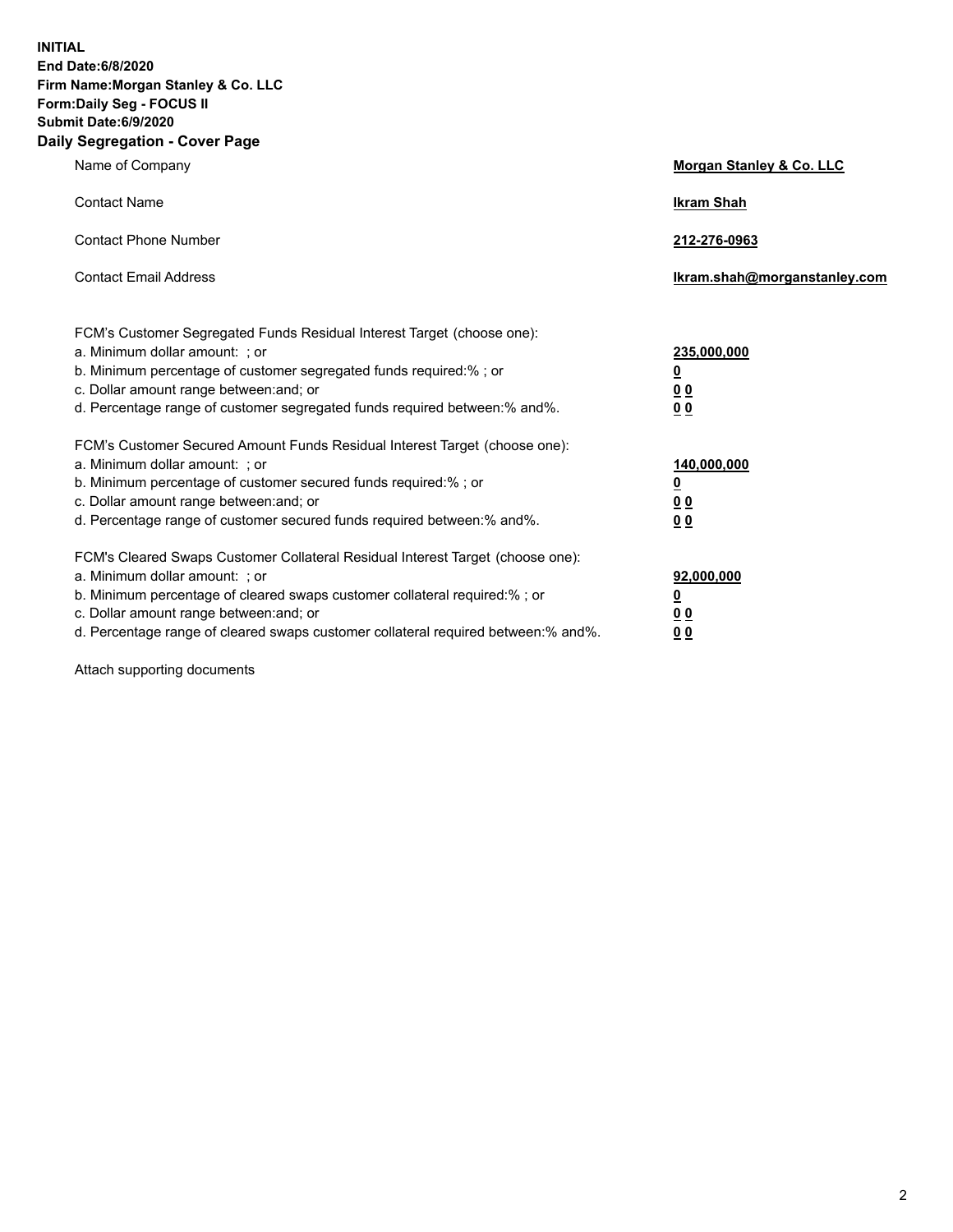**INITIAL**
**End Date:6/8/2020**
**Firm Name:Morgan Stanley & Co. LLC**
**Form:Daily Seg - FOCUS II**
**Submit Date:6/9/2020**

## Daily Segregation - Cover Page

| | |
|---|---|
| Name of Company | **Morgan Stanley & Co. LLC** |
| Contact Name | **Ikram Shah** |
| Contact Phone Number | **212-276-0963** |
| Contact Email Address | **Ikram.shah@morganstanley.com** |

| | |
|---|---|
| FCM's Customer Segregated Funds Residual Interest Target (choose one): | |
| a. Minimum dollar amount: ; or | **235,000,000** |
| b. Minimum percentage of customer segregated funds required:% ; or | **0** |
| c. Dollar amount range between:and; or | **0 0** |
| d. Percentage range of customer segregated funds required between:% and%. | **0 0** |
| FCM's Customer Secured Amount Funds Residual Interest Target (choose one): | |
| a. Minimum dollar amount: ; or | **140,000,000** |
| b. Minimum percentage of customer secured funds required:% ; or | **0** |
| c. Dollar amount range between:and; or | **0 0** |
| d. Percentage range of customer secured funds required between:% and%. | **0 0** |
| FCM's Cleared Swaps Customer Collateral Residual Interest Target (choose one): | |
| a. Minimum dollar amount: ; or | **92,000,000** |
| b. Minimum percentage of cleared swaps customer collateral required:% ; or | **0** |
| c. Dollar amount range between:and; or | **0 0** |
| d. Percentage range of cleared swaps customer collateral required between:% and%. | **0 0** |

Attach supporting documents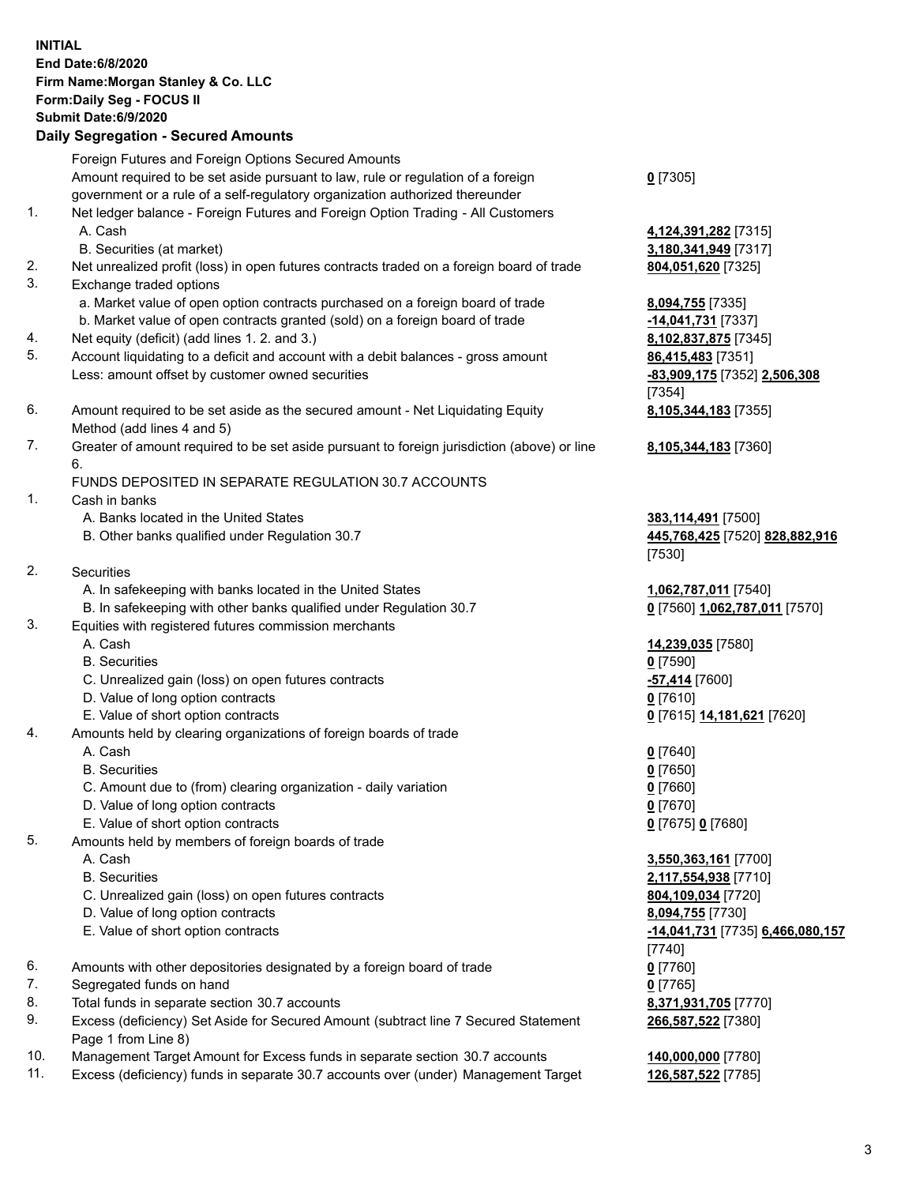**INITIAL**
**End Date:6/8/2020**
**Firm Name:Morgan Stanley & Co. LLC**
**Form:Daily Seg - FOCUS II**
**Submit Date:6/9/2020**

**Daily Segregation - Secured Amounts**

| | | |
|---|---|---|
| | Foreign Futures and Foreign Options Secured Amounts | |
| | Amount required to be set aside pursuant to law, rule or regulation of a foreign government or a rule of a self-regulatory organization authorized thereunder | **0** [7305] |
| 1. | Net ledger balance - Foreign Futures and Foreign Option Trading - All Customers | |
| | A. Cash | **4,124,391,282** [7315] |
| | B. Securities (at market) | **3,180,341,949** [7317] |
| 2. | Net unrealized profit (loss) in open futures contracts traded on a foreign board of trade | **804,051,620** [7325] |
| 3. | Exchange traded options | |
| | a. Market value of open option contracts purchased on a foreign board of trade | **8,094,755** [7335] |
| | b. Market value of open contracts granted (sold) on a foreign board of trade | **-14,041,731** [7337] |
| 4. | Net equity (deficit) (add lines 1. 2. and 3.) | **8,102,837,875** [7345] |
| 5. | Account liquidating to a deficit and account with a debit balances - gross amount | **86,415,483** [7351] |
| | Less: amount offset by customer owned securities | **-83,909,175** [7352] **2,506,308** [7354] |
| 6. | Amount required to be set aside as the secured amount - Net Liquidating Equity Method (add lines 4 and 5) | **8,105,344,183** [7355] |
| 7. | Greater of amount required to be set aside pursuant to foreign jurisdiction (above) or line 6. | **8,105,344,183** [7360] |
| | FUNDS DEPOSITED IN SEPARATE REGULATION 30.7 ACCOUNTS | |
| 1. | Cash in banks | |
| | A. Banks located in the United States | **383,114,491** [7500] |
| | B. Other banks qualified under Regulation 30.7 | **445,768,425** [7520] **828,882,916** [7530] |
| 2. | Securities | |
| | A. In safekeeping with banks located in the United States | **1,062,787,011** [7540] |
| | B. In safekeeping with other banks qualified under Regulation 30.7 | **0** [7560] **1,062,787,011** [7570] |
| 3. | Equities with registered futures commission merchants | |
| | A. Cash | **14,239,035** [7580] |
| | B. Securities | **0** [7590] |
| | C. Unrealized gain (loss) on open futures contracts | **-57,414** [7600] |
| | D. Value of long option contracts | **0** [7610] |
| | E. Value of short option contracts | **0** [7615] **14,181,621** [7620] |
| 4. | Amounts held by clearing organizations of foreign boards of trade | |
| | A. Cash | **0** [7640] |
| | B. Securities | **0** [7650] |
| | C. Amount due to (from) clearing organization - daily variation | **0** [7660] |
| | D. Value of long option contracts | **0** [7670] |
| | E. Value of short option contracts | **0** [7675] **0** [7680] |
| 5. | Amounts held by members of foreign boards of trade | |
| | A. Cash | **3,550,363,161** [7700] |
| | B. Securities | **2,117,554,938** [7710] |
| | C. Unrealized gain (loss) on open futures contracts | **804,109,034** [7720] |
| | D. Value of long option contracts | **8,094,755** [7730] |
| | E. Value of short option contracts | **-14,041,731** [7735] **6,466,080,157** [7740] |
| 6. | Amounts with other depositories designated by a foreign board of trade | **0** [7760] |
| 7. | Segregated funds on hand | **0** [7765] |
| 8. | Total funds in separate section 30.7 accounts | **8,371,931,705** [7770] |
| 9. | Excess (deficiency) Set Aside for Secured Amount (subtract line 7 Secured Statement Page 1 from Line 8) | **266,587,522** [7380] |
| 10. | Management Target Amount for Excess funds in separate section 30.7 accounts | **140,000,000** [7780] |
| 11. | Excess (deficiency) funds in separate 30.7 accounts over (under) Management Target | **126,587,522** [7785] |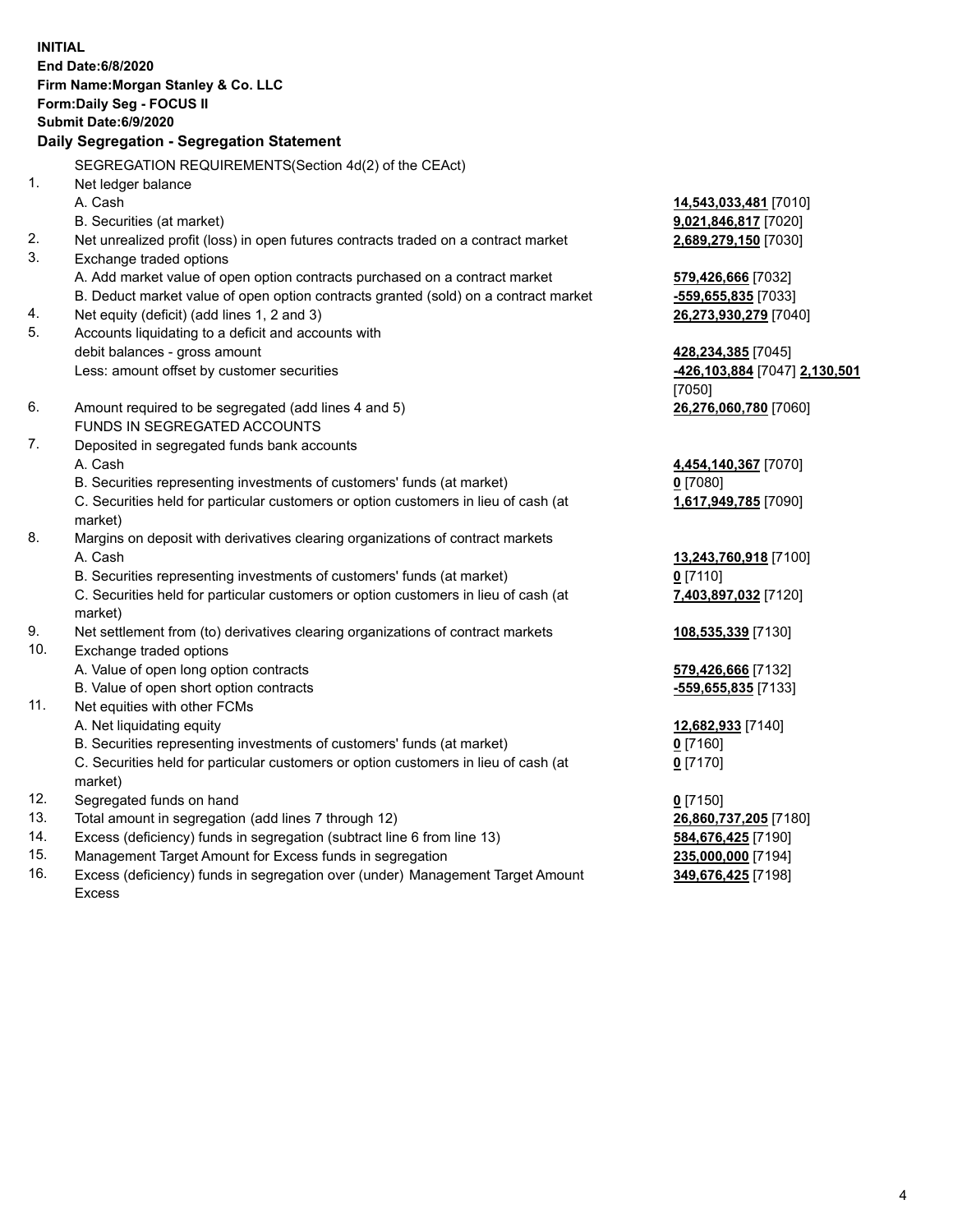**INITIAL**
**End Date:6/8/2020**
**Firm Name:Morgan Stanley & Co. LLC**
**Form:Daily Seg - FOCUS II**
**Submit Date:6/9/2020**

## Daily Segregation - Segregation Statement

| | | |
|---|---|---|
| | SEGREGATION REQUIREMENTS(Section 4d(2) of the CEAct) | |
| 1. | Net ledger balance | |
| | A. Cash | **14,543,033,481** [7010] |
| | B. Securities (at market) | **9,021,846,817** [7020] |
| 2. | Net unrealized profit (loss) in open futures contracts traded on a contract market | **2,689,279,150** [7030] |
| 3. | Exchange traded options | |
| | A. Add market value of open option contracts purchased on a contract market | **579,426,666** [7032] |
| | B. Deduct market value of open option contracts granted (sold) on a contract market | **-559,655,835** [7033] |
| 4. | Net equity (deficit) (add lines 1, 2 and 3) | **26,273,930,279** [7040] |
| 5. | Accounts liquidating to a deficit and accounts with debit balances - gross amount | **428,234,385** [7045] |
| | Less: amount offset by customer securities | **-426,103,884** [7047] **2,130,501** [7050] |
| 6. | Amount required to be segregated (add lines 4 and 5) | **26,276,060,780** [7060] |
| | FUNDS IN SEGREGATED ACCOUNTS | |
| 7. | Deposited in segregated funds bank accounts | |
| | A. Cash | **4,454,140,367** [7070] |
| | B. Securities representing investments of customers' funds (at market) | **0** [7080] |
| | C. Securities held for particular customers or option customers in lieu of cash (at market) | **1,617,949,785** [7090] |
| 8. | Margins on deposit with derivatives clearing organizations of contract markets | |
| | A. Cash | **13,243,760,918** [7100] |
| | B. Securities representing investments of customers' funds (at market) | **0** [7110] |
| | C. Securities held for particular customers or option customers in lieu of cash (at market) | **7,403,897,032** [7120] |
| 9. | Net settlement from (to) derivatives clearing organizations of contract markets | **108,535,339** [7130] |
| 10. | Exchange traded options | |
| | A. Value of open long option contracts | **579,426,666** [7132] |
| | B. Value of open short option contracts | **-559,655,835** [7133] |
| 11. | Net equities with other FCMs | |
| | A. Net liquidating equity | **12,682,933** [7140] |
| | B. Securities representing investments of customers' funds (at market) | **0** [7160] |
| | C. Securities held for particular customers or option customers in lieu of cash (at market) | **0** [7170] |
| 12. | Segregated funds on hand | **0** [7150] |
| 13. | Total amount in segregation (add lines 7 through 12) | **26,860,737,205** [7180] |
| 14. | Excess (deficiency) funds in segregation (subtract line 6 from line 13) | **584,676,425** [7190] |
| 15. | Management Target Amount for Excess funds in segregation | **235,000,000** [7194] |
| 16. | Excess (deficiency) funds in segregation over (under) Management Target Amount Excess | **349,676,425** [7198] |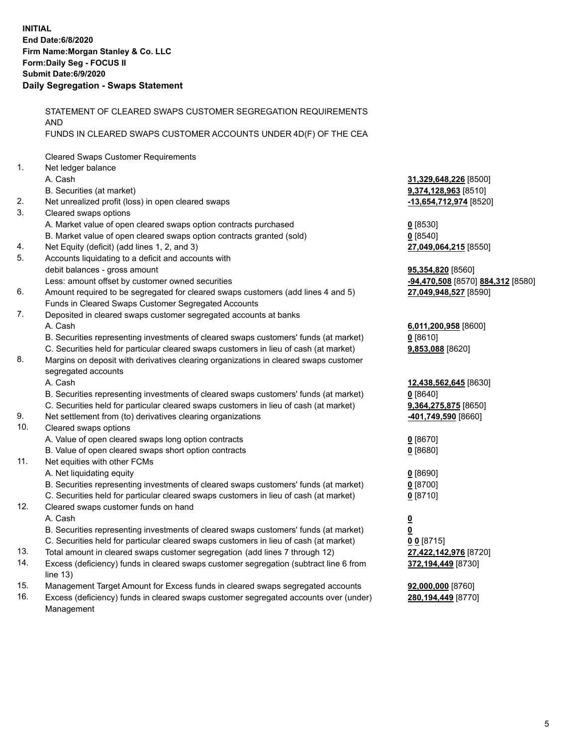**INITIAL**
**End Date:6/8/2020**
**Firm Name:Morgan Stanley & Co. LLC**
**Form:Daily Seg - FOCUS II**
**Submit Date:6/9/2020**
**Daily Segregation - Swaps Statement**

STATEMENT OF CLEARED SWAPS CUSTOMER SEGREGATION REQUIREMENTS AND
FUNDS IN CLEARED SWAPS CUSTOMER ACCOUNTS UNDER 4D(F) OF THE CEA

| | | |
|---|---|---|
| | Cleared Swaps Customer Requirements | |
| 1. | Net ledger balance | |
| | A. Cash | **31,329,648,226** [8500] |
| | B. Securities (at market) | **9,374,128,963** [8510] |
| 2. | Net unrealized profit (loss) in open cleared swaps | **-13,654,712,974** [8520] |
| 3. | Cleared swaps options | |
| | A. Market value of open cleared swaps option contracts purchased | **0** [8530] |
| | B. Market value of open cleared swaps option contracts granted (sold) | **0** [8540] |
| 4. | Net Equity (deficit) (add lines 1, 2, and 3) | **27,049,064,215** [8550] |
| 5. | Accounts liquidating to a deficit and accounts with debit balances - gross amount | **95,354,820** [8560] |
| | Less: amount offset by customer owned securities | **-94,470,508** [8570] **884,312** [8580] |
| 6. | Amount required to be segregated for cleared swaps customers (add lines 4 and 5) | **27,049,948,527** [8590] |
| | Funds in Cleared Swaps Customer Segregated Accounts | |
| 7. | Deposited in cleared swaps customer segregated accounts at banks | |
| | A. Cash | **6,011,200,958** [8600] |
| | B. Securities representing investments of cleared swaps customers' funds (at market) | **0** [8610] |
| | C. Securities held for particular cleared swaps customers in lieu of cash (at market) | **9,853,088** [8620] |
| 8. | Margins on deposit with derivatives clearing organizations in cleared swaps customer segregated accounts | |
| | A. Cash | **12,438,562,645** [8630] |
| | B. Securities representing investments of cleared swaps customers' funds (at market) | **0** [8640] |
| | C. Securities held for particular cleared swaps customers in lieu of cash (at market) | **9,364,275,875** [8650] |
| 9. | Net settlement from (to) derivatives clearing organizations | **-401,749,590** [8660] |
| 10. | Cleared swaps options | |
| | A. Value of open cleared swaps long option contracts | **0** [8670] |
| | B. Value of open cleared swaps short option contracts | **0** [8680] |
| 11. | Net equities with other FCMs | |
| | A. Net liquidating equity | **0** [8690] |
| | B. Securities representing investments of cleared swaps customers' funds (at market) | **0** [8700] |
| | C. Securities held for particular cleared swaps customers in lieu of cash (at market) | **0** [8710] |
| 12. | Cleared swaps customer funds on hand | |
| | A. Cash | **0** |
| | B. Securities representing investments of cleared swaps customers' funds (at market) | **0** |
| | C. Securities held for particular cleared swaps customers in lieu of cash (at market) | **0** **0** [8715] |
| 13. | Total amount in cleared swaps customer segregation (add lines 7 through 12) | **27,422,142,976** [8720] |
| 14. | Excess (deficiency) funds in cleared swaps customer segregation (subtract line 6 from line 13) | **372,194,449** [8730] |
| 15. | Management Target Amount for Excess funds in cleared swaps segregated accounts | **92,000,000** [8760] |
| 16. | Excess (deficiency) funds in cleared swaps customer segregated accounts over (under) Management | **280,194,449** [8770] |